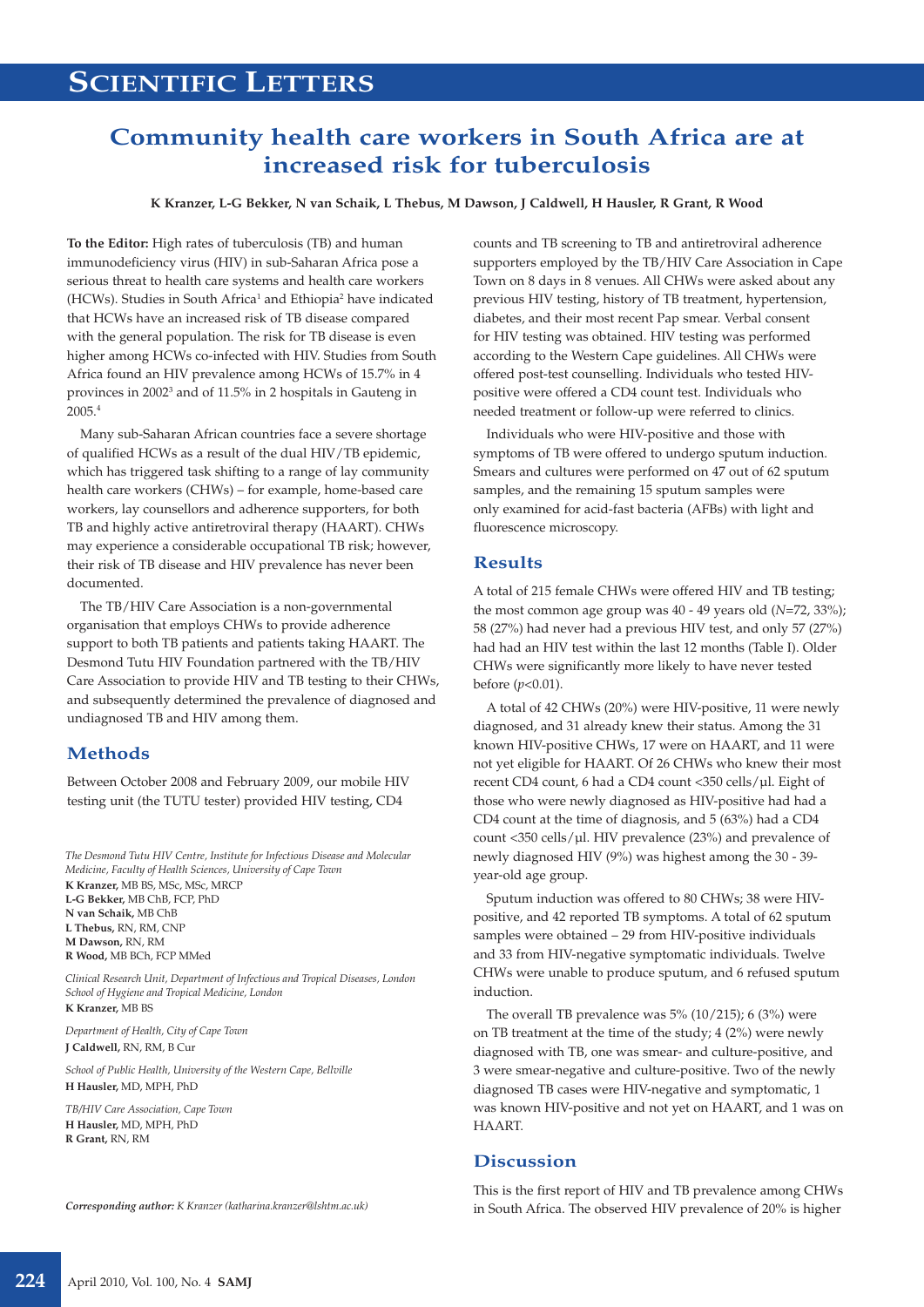# Scientific Letters

## Community health care workers in South Africa are at increased risk for tuberculosis

**K Kranzer, L-G Bekker, N van Schaik, L Thebus, M Dawson, J Caldwell, H Hausler, R Grant, R Wood**

**To the Editor:** High rates of tuberculosis (TB) and human immunodeficiency virus (HIV) in sub-Saharan Africa pose a serious threat to health care systems and health care workers (HCWs). Studies in South Africa[1] and Ethiopia[2] have indicated that HCWs have an increased risk of TB disease compared with the general population. The risk for TB disease is even higher among HCWs co-infected with HIV. Studies from South Africa found an HIV prevalence among HCWs of 15.7% in 4 provinces in 2002[3] and of 11.5% in 2 hospitals in Gauteng in 2005.[4]

Many sub-Saharan African countries face a severe shortage of qualified HCWs as a result of the dual HIV/TB epidemic, which has triggered task shifting to a range of lay community health care workers (CHWs) – for example, home-based care workers, lay counsellors and adherence supporters, for both TB and highly active antiretroviral therapy (HAART). CHWs may experience a considerable occupational TB risk; however, their risk of TB disease and HIV prevalence has never been documented.

The TB/HIV Care Association is a non-governmental organisation that employs CHWs to provide adherence support to both TB patients and patients taking HAART. The Desmond Tutu HIV Foundation partnered with the TB/HIV Care Association to provide HIV and TB testing to their CHWs, and subsequently determined the prevalence of diagnosed and undiagnosed TB and HIV among them.

### Methods

Between October 2008 and February 2009, our mobile HIV testing unit (the TUTU tester) provided HIV testing, CD4 counts and TB screening to TB and antiretroviral adherence supporters employed by the TB/HIV Care Association in Cape Town on 8 days in 8 venues. All CHWs were asked about any previous HIV testing, history of TB treatment, hypertension, diabetes, and their most recent Pap smear. Verbal consent for HIV testing was obtained. HIV testing was performed according to the Western Cape guidelines. All CHWs were offered post-test counselling. Individuals who tested HIV-positive were offered a CD4 count test. Individuals who needed treatment or follow-up were referred to clinics.

Individuals who were HIV-positive and those with symptoms of TB were offered to undergo sputum induction. Smears and cultures were performed on 47 out of 62 sputum samples, and the remaining 15 sputum samples were only examined for acid-fast bacteria (AFBs) with light and fluorescence microscopy.

### Results

A total of 215 female CHWs were offered HIV and TB testing; the most common age group was 40 - 49 years old (*N*=72, 33%); 58 (27%) had never had a previous HIV test, and only 57 (27%) had had an HIV test within the last 12 months (Table I). Older CHWs were significantly more likely to have never tested before ($p<0.01$).

A total of 42 CHWs (20%) were HIV-positive, 11 were newly diagnosed, and 31 already knew their status. Among the 31 known HIV-positive CHWs, 17 were on HAART, and 11 were not yet eligible for HAART. Of 26 CHWs who knew their most recent CD4 count, 6 had a CD4 count <350 cells/µl. Eight of those who were newly diagnosed as HIV-positive had had a CD4 count at the time of diagnosis, and 5 (63%) had a CD4 count <350 cells/µl. HIV prevalence (23%) and prevalence of newly diagnosed HIV (9%) was highest among the 30 - 39-year-old age group.

Sputum induction was offered to 80 CHWs; 38 were HIV-positive, and 42 reported TB symptoms. A total of 62 sputum samples were obtained – 29 from HIV-positive individuals and 33 from HIV-negative symptomatic individuals. Twelve CHWs were unable to produce sputum, and 6 refused sputum induction.

The overall TB prevalence was 5% (10/215); 6 (3%) were on TB treatment at the time of the study; 4 (2%) were newly diagnosed with TB, one was smear- and culture-positive, and 3 were smear-negative and culture-positive. Two of the newly diagnosed TB cases were HIV-negative and symptomatic, 1 was known HIV-positive and not yet on HAART, and 1 was on HAART.

### Discussion

This is the first report of HIV and TB prevalence among CHWs in South Africa. The observed HIV prevalence of 20% is higher

*The Desmond Tutu HIV Centre, Institute for Infectious Disease and Molecular Medicine, Faculty of Health Sciences, University of Cape Town*
**K Kranzer,** MB BS, MSc, MSc, MRCP
**L-G Bekker,** MB ChB, FCP, PhD
**N van Schaik,** MB ChB
**L Thebus,** RN, RM, CNP
**M Dawson,** RN, RM
**R Wood,** MB BCh, FCP MMed

*Clinical Research Unit, Department of Infectious and Tropical Diseases, London School of Hygiene and Tropical Medicine, London*
**K Kranzer,** MB BS

*Department of Health, City of Cape Town*
**J Caldwell,** RN, RM, B Cur

*School of Public Health, University of the Western Cape, Bellville*
**H Hausler,** MD, MPH, PhD

*TB/HIV Care Association, Cape Town*
**H Hausler,** MD, MPH, PhD
**R Grant,** RN, RM

***Corresponding author:*** *K Kranzer (katharina.kranzer@lshtm.ac.uk)*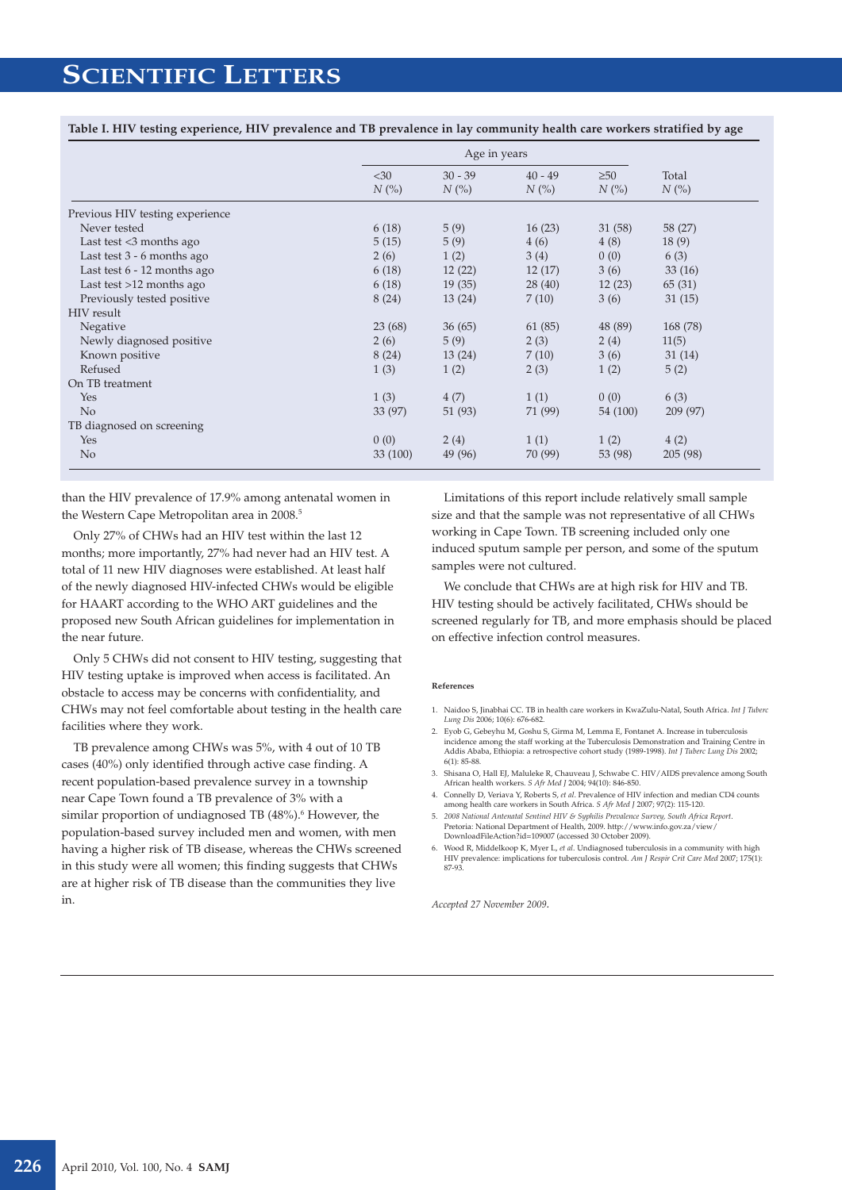**Table I. HIV testing experience, HIV prevalence and TB prevalence in lay community health care workers stratified by age**

| | Age in years | | | | |
|---|---|---|---|---|---|
| | <30 *N* (%) | 30 - 39 *N* (%) | 40 - 49 *N* (%) | ≥50 *N* (%) | Total *N* (%) |
| Previous HIV testing experience | | | | | |
| Never tested | 6 (18) | 5 (9) | 16 (23) | 31 (58) | 58 (27) |
| Last test <3 months ago | 5 (15) | 5 (9) | 4 (6) | 4 (8) | 18 (9) |
| Last test 3 - 6 months ago | 2 (6) | 1 (2) | 3 (4) | 0 (0) | 6 (3) |
| Last test 6 - 12 months ago | 6 (18) | 12 (22) | 12 (17) | 3 (6) | 33 (16) |
| Last test >12 months ago | 6 (18) | 19 (35) | 28 (40) | 12 (23) | 65 (31) |
| Previously tested positive | 8 (24) | 13 (24) | 7 (10) | 3 (6) | 31 (15) |
| HIV result | | | | | |
| Negative | 23 (68) | 36 (65) | 61 (85) | 48 (89) | 168 (78) |
| Newly diagnosed positive | 2 (6) | 5 (9) | 2 (3) | 2 (4) | 11(5) |
| Known positive | 8 (24) | 13 (24) | 7 (10) | 3 (6) | 31 (14) |
| Refused | 1 (3) | 1 (2) | 2 (3) | 1 (2) | 5 (2) |
| On TB treatment | | | | | |
| Yes | 1 (3) | 4 (7) | 1 (1) | 0 (0) | 6 (3) |
| No | 33 (97) | 51 (93) | 71 (99) | 54 (100) | 209 (97) |
| TB diagnosed on screening | | | | | |
| Yes | 0 (0) | 2 (4) | 1 (1) | 1 (2) | 4 (2) |
| No | 33 (100) | 49 (96) | 70 (99) | 53 (98) | 205 (98) |

than the HIV prevalence of 17.9% among antenatal women in the Western Cape Metropolitan area in 2008.[5]

Only 27% of CHWs had an HIV test within the last 12 months; more importantly, 27% had never had an HIV test. A total of 11 new HIV diagnoses were established. At least half of the newly diagnosed HIV-infected CHWs would be eligible for HAART according to the WHO ART guidelines and the proposed new South African guidelines for implementation in the near future.

Only 5 CHWs did not consent to HIV testing, suggesting that HIV testing uptake is improved when access is facilitated. An obstacle to access may be concerns with confidentiality, and CHWs may not feel comfortable about testing in the health care facilities where they work.

TB prevalence among CHWs was 5%, with 4 out of 10 TB cases (40%) only identified through active case finding. A recent population-based prevalence survey in a township near Cape Town found a TB prevalence of 3% with a similar proportion of undiagnosed TB (48%).[6] However, the population-based survey included men and women, with men having a higher risk of TB disease, whereas the CHWs screened in this study were all women; this finding suggests that CHWs are at higher risk of TB disease than the communities they live in.

Limitations of this report include relatively small sample size and that the sample was not representative of all CHWs working in Cape Town. TB screening included only one induced sputum sample per person, and some of the sputum samples were not cultured.

We conclude that CHWs are at high risk for HIV and TB. HIV testing should be actively facilitated, CHWs should be screened regularly for TB, and more emphasis should be placed on effective infection control measures.

#### References

1. Naidoo S, Jinabhai CC. TB in health care workers in KwaZulu-Natal, South Africa. *Int J Tuberc Lung Dis* 2006; 10(6): 676-682.
2. Eyob G, Gebeyhu M, Goshu S, Girma M, Lemma E, Fontanet A. Increase in tuberculosis incidence among the staff working at the Tuberculosis Demonstration and Training Centre in Addis Ababa, Ethiopia: a retrospective cohort study (1989-1998). *Int J Tuberc Lung Dis* 2002; 6(1): 85-88.
3. Shisana O, Hall EJ, Maluleke R, Chauveau J, Schwabe C. HIV/AIDS prevalence among South African health workers. *S Afr Med J* 2004; 94(10): 846-850.
4. Connelly D, Veriava Y, Roberts S, *et al*. Prevalence of HIV infection and median CD4 counts among health care workers in South Africa. *S Afr Med J* 2007; 97(2): 115-120.
5. *2008 National Antenatal Sentinel HIV & Syphilis Prevalence Survey, South Africa Report*. Pretoria: National Department of Health, 2009. http://www.info.gov.za/view/DownloadFileAction?id=109007 (accessed 30 October 2009).
6. Wood R, Middelkoop K, Myer L, *et al*. Undiagnosed tuberculosis in a community with high HIV prevalence: implications for tuberculosis control. *Am J Respir Crit Care Med* 2007; 175(1): 87-93.

*Accepted 27 November 2009.*